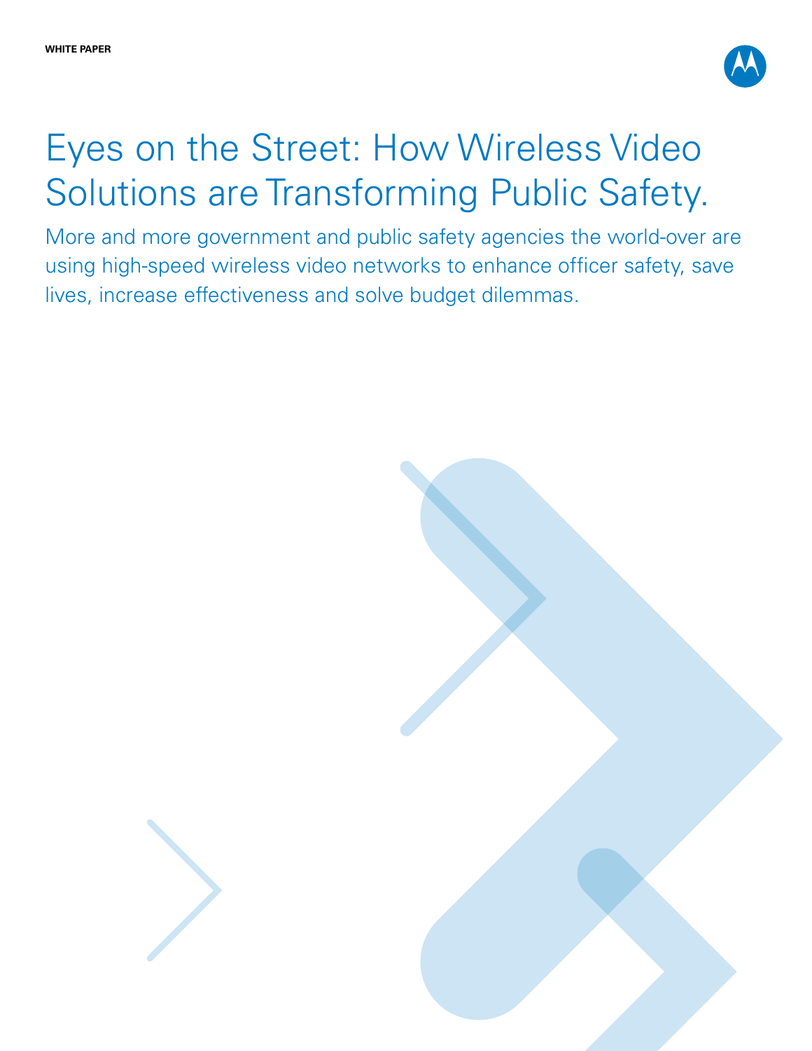WHITE PAPER

# Eyes on the Street: How Wireless Video Solutions are Transforming Public Safety.

More and more government and public safety agencies the world-over are using high-speed wireless video networks to enhance officer safety, save lives, increase effectiveness and solve budget dilemmas.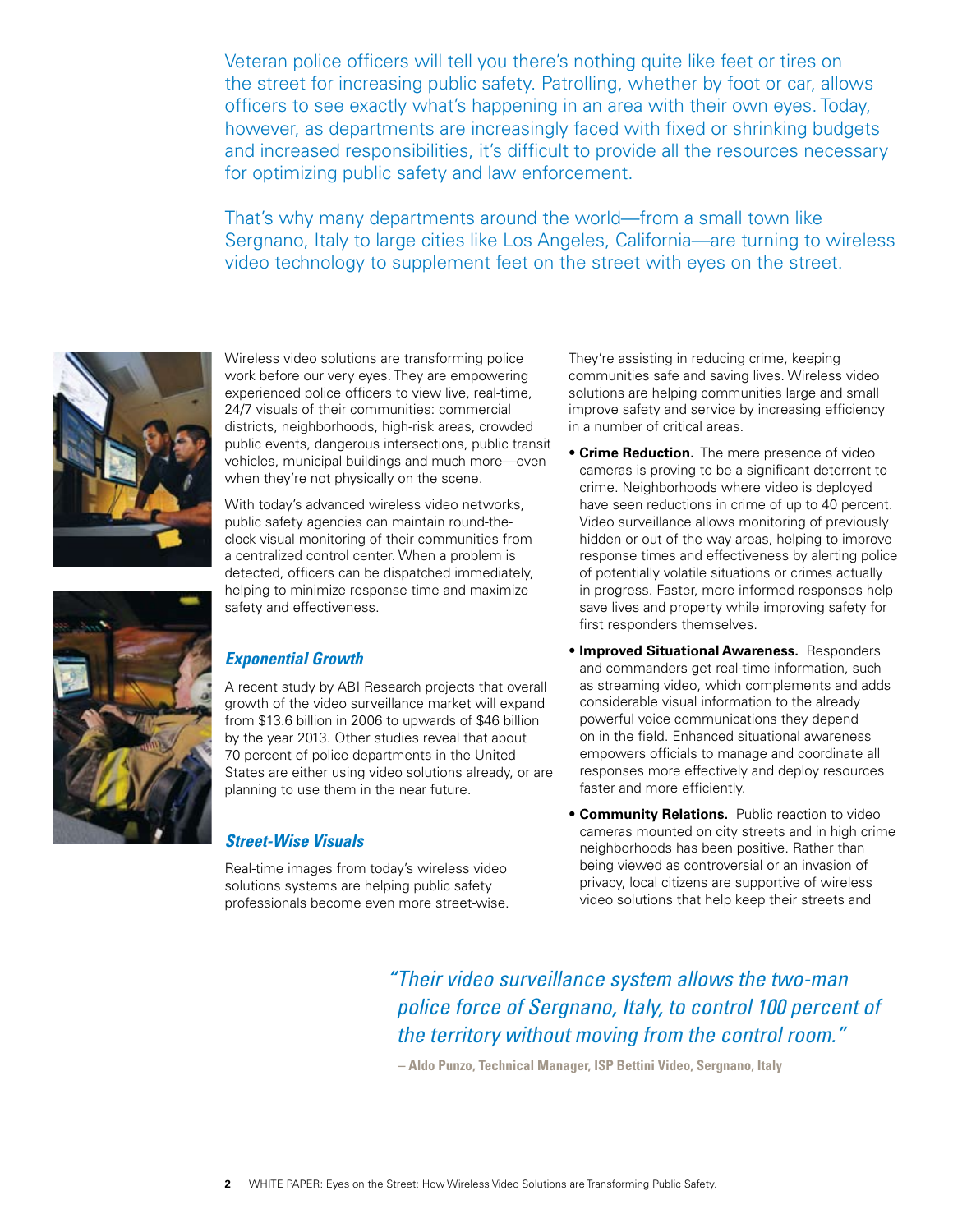Veteran police officers will tell you there's nothing quite like feet or tires on the street for increasing public safety. Patrolling, whether by foot or car, allows officers to see exactly what's happening in an area with their own eyes. Today, however, as departments are increasingly faced with fixed or shrinking budgets and increased responsibilities, it's difficult to provide all the resources necessary for optimizing public safety and law enforcement.

That's why many departments around the world—from a small town like Sergnano, Italy to large cities like Los Angeles, California—are turning to wireless video technology to supplement feet on the street with eyes on the street.

Wireless video solutions are transforming police work before our very eyes. They are empowering experienced police officers to view live, real-time, 24/7 visuals of their communities: commercial districts, neighborhoods, high-risk areas, crowded public events, dangerous intersections, public transit vehicles, municipal buildings and much more—even when they're not physically on the scene.

With today's advanced wireless video networks, public safety agencies can maintain round-the-clock visual monitoring of their communities from a centralized control center. When a problem is detected, officers can be dispatched immediately, helping to minimize response time and maximize safety and effectiveness.

### *Exponential Growth*

A recent study by ABI Research projects that overall growth of the video surveillance market will expand from $13.6 billion in 2006 to upwards of $46 billion by the year 2013. Other studies reveal that about 70 percent of police departments in the United States are either using video solutions already, or are planning to use them in the near future.

### *Street-Wise Visuals*

Real-time images from today's wireless video solutions systems are helping public safety professionals become even more street-wise. They're assisting in reducing crime, keeping communities safe and saving lives. Wireless video solutions are helping communities large and small improve safety and service by increasing efficiency in a number of critical areas.

- **Crime Reduction.** The mere presence of video cameras is proving to be a significant deterrent to crime. Neighborhoods where video is deployed have seen reductions in crime of up to 40 percent. Video surveillance allows monitoring of previously hidden or out of the way areas, helping to improve response times and effectiveness by alerting police of potentially volatile situations or crimes actually in progress. Faster, more informed responses help save lives and property while improving safety for first responders themselves.
- **Improved Situational Awareness.** Responders and commanders get real-time information, such as streaming video, which complements and adds considerable visual information to the already powerful voice communications they depend on in the field. Enhanced situational awareness empowers officials to manage and coordinate all responses more effectively and deploy resources faster and more efficiently.
- **Community Relations.** Public reaction to video cameras mounted on city streets and in high crime neighborhoods has been positive. Rather than being viewed as controversial or an invasion of privacy, local citizens are supportive of wireless video solutions that help keep their streets and

> *"Their video surveillance system allows the two-man police force of Sergnano, Italy, to control 100 percent of the territory without moving from the control room."*
>
> **– Aldo Punzo, Technical Manager, ISP Bettini Video, Sergnano, Italy**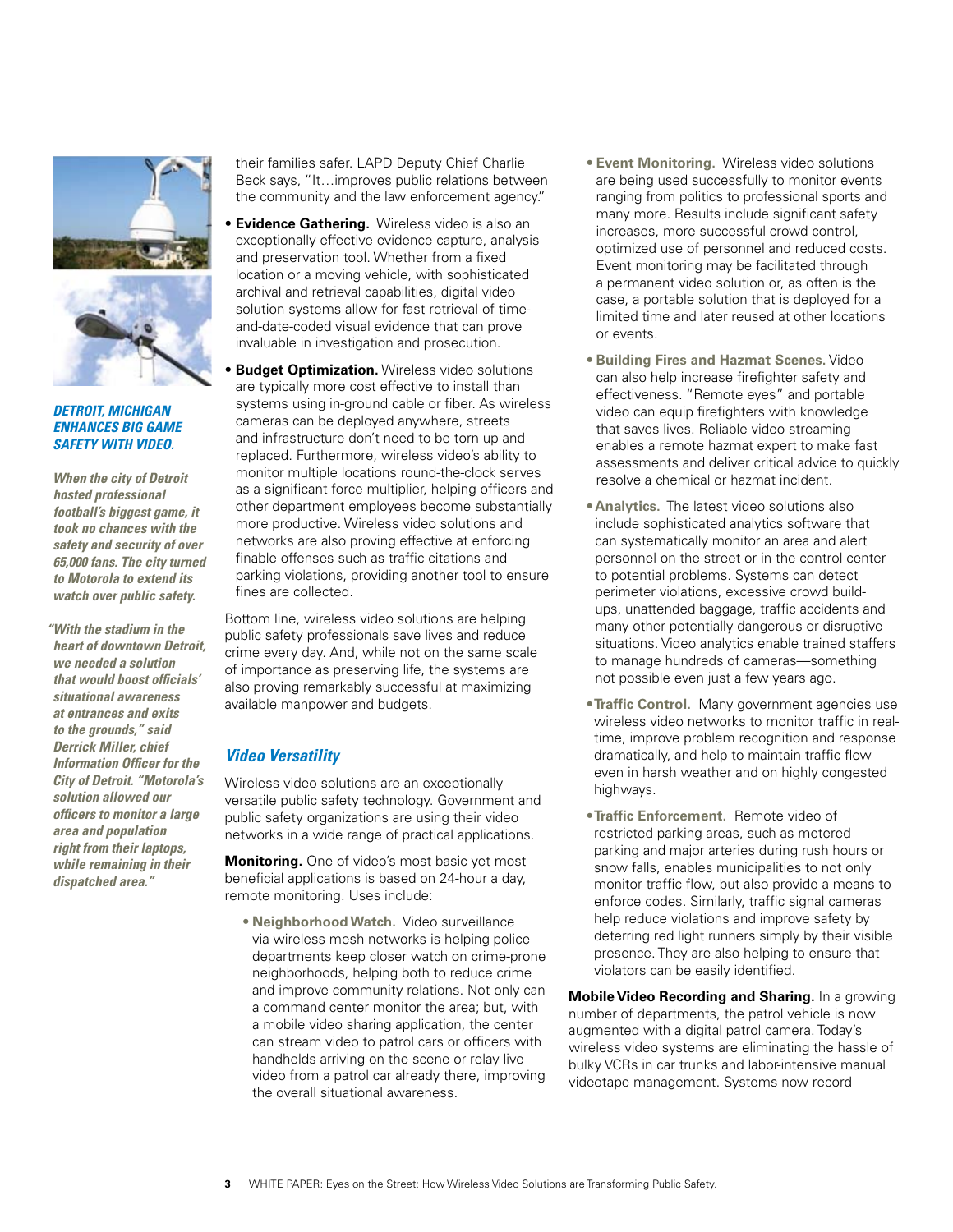***DETROIT, MICHIGAN ENHANCES BIG GAME SAFETY WITH VIDEO.***

***When the city of Detroit hosted professional football's biggest game, it took no chances with the safety and security of over 65,000 fans. The city turned to Motorola to extend its watch over public safety.***

***"With the stadium in the heart of downtown Detroit, we needed a solution that would boost officials' situational awareness at entrances and exits to the grounds," said Derrick Miller, chief Information Officer for the City of Detroit. "Motorola's solution allowed our officers to monitor a large area and population right from their laptops, while remaining in their dispatched area."***

their families safer. LAPD Deputy Chief Charlie Beck says, "It…improves public relations between the community and the law enforcement agency."

- **Evidence Gathering.** Wireless video is also an exceptionally effective evidence capture, analysis and preservation tool. Whether from a fixed location or a moving vehicle, with sophisticated archival and retrieval capabilities, digital video solution systems allow for fast retrieval of time-and-date-coded visual evidence that can prove invaluable in investigation and prosecution.
- **Budget Optimization.** Wireless video solutions are typically more cost effective to install than systems using in-ground cable or fiber. As wireless cameras can be deployed anywhere, streets and infrastructure don't need to be torn up and replaced. Furthermore, wireless video's ability to monitor multiple locations round-the-clock serves as a significant force multiplier, helping officers and other department employees become substantially more productive. Wireless video solutions and networks are also proving effective at enforcing finable offenses such as traffic citations and parking violations, providing another tool to ensure fines are collected.

Bottom line, wireless video solutions are helping public safety professionals save lives and reduce crime every day. And, while not on the same scale of importance as preserving life, the systems are also proving remarkably successful at maximizing available manpower and budgets.

## *Video Versatility*

Wireless video solutions are an exceptionally versatile public safety technology. Government and public safety organizations are using their video networks in a wide range of practical applications.

**Monitoring.** One of video's most basic yet most beneficial applications is based on 24-hour a day, remote monitoring. Uses include:

- **Neighborhood Watch.** Video surveillance via wireless mesh networks is helping police departments keep closer watch on crime-prone neighborhoods, helping both to reduce crime and improve community relations. Not only can a command center monitor the area; but, with a mobile video sharing application, the center can stream video to patrol cars or officers with handhelds arriving on the scene or relay live video from a patrol car already there, improving the overall situational awareness.
- **Event Monitoring.** Wireless video solutions are being used successfully to monitor events ranging from politics to professional sports and many more. Results include significant safety increases, more successful crowd control, optimized use of personnel and reduced costs. Event monitoring may be facilitated through a permanent video solution or, as often is the case, a portable solution that is deployed for a limited time and later reused at other locations or events.
- **Building Fires and Hazmat Scenes.** Video can also help increase firefighter safety and effectiveness. "Remote eyes" and portable video can equip firefighters with knowledge that saves lives. Reliable video streaming enables a remote hazmat expert to make fast assessments and deliver critical advice to quickly resolve a chemical or hazmat incident.
- **Analytics.** The latest video solutions also include sophisticated analytics software that can systematically monitor an area and alert personnel on the street or in the control center to potential problems. Systems can detect perimeter violations, excessive crowd build-ups, unattended baggage, traffic accidents and many other potentially dangerous or disruptive situations. Video analytics enable trained staffers to manage hundreds of cameras—something not possible even just a few years ago.
- **Traffic Control.** Many government agencies use wireless video networks to monitor traffic in real-time, improve problem recognition and response dramatically, and help to maintain traffic flow even in harsh weather and on highly congested highways.
- **Traffic Enforcement.** Remote video of restricted parking areas, such as metered parking and major arteries during rush hours or snow falls, enables municipalities to not only monitor traffic flow, but also provide a means to enforce codes. Similarly, traffic signal cameras help reduce violations and improve safety by deterring red light runners simply by their visible presence. They are also helping to ensure that violators can be easily identified.

**Mobile Video Recording and Sharing.** In a growing number of departments, the patrol vehicle is now augmented with a digital patrol camera. Today's wireless video systems are eliminating the hassle of bulky VCRs in car trunks and labor-intensive manual videotape management. Systems now record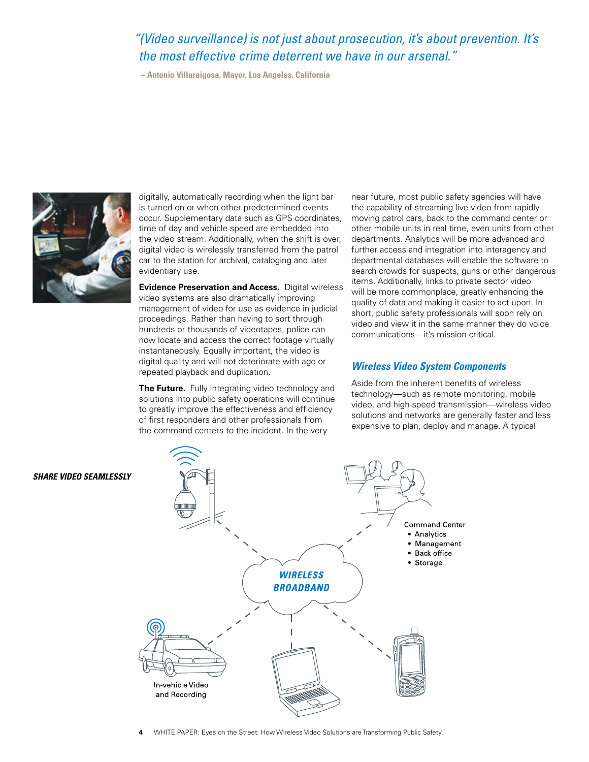*"(Video surveillance) is not just about prosecution, it's about prevention. It's the most effective crime deterrent we have in our arsenal."*

**– Antonio Villaraigosa, Mayor, Los Angeles, California**

digitally, automatically recording when the light bar is turned on or when other predetermined events occur. Supplementary data such as GPS coordinates, time of day and vehicle speed are embedded into the video stream. Additionally, when the shift is over, digital video is wirelessly transferred from the patrol car to the station for archival, cataloging and later evidentiary use.

**Evidence Preservation and Access.** Digital wireless video systems are also dramatically improving management of video for use as evidence in judicial proceedings. Rather than having to sort through hundreds or thousands of videotapes, police can now locate and access the correct footage virtually instantaneously. Equally important, the video is digital quality and will not deteriorate with age or repeated playback and duplication.

**The Future.** Fully integrating video technology and solutions into public safety operations will continue to greatly improve the effectiveness and efficiency of first responders and other professionals from the command centers to the incident. In the very near future, most public safety agencies will have the capability of streaming live video from rapidly moving patrol cars, back to the command center or other mobile units in real time, even units from other departments. Analytics will be more advanced and further access and integration into interagency and departmental databases will enable the software to search crowds for suspects, guns or other dangerous items. Additionally, links to private sector video will be more commonplace, greatly enhancing the quality of data and making it easier to act upon. In short, public safety professionals will soon rely on video and view it in the same manner they do voice communications—it's mission critical.

## *Wireless Video System Components*

Aside from the inherent benefits of wireless technology—such as remote monitoring, mobile video, and high-speed transmission—wireless video solutions and networks are generally faster and less expensive to plan, deploy and manage. A typical

***SHARE VIDEO SEAMLESSLY***

WIRELESS BROADBAND

Command Center
- Analytics
- Management
- Back office
- Storage

In-vehicle Video and Recording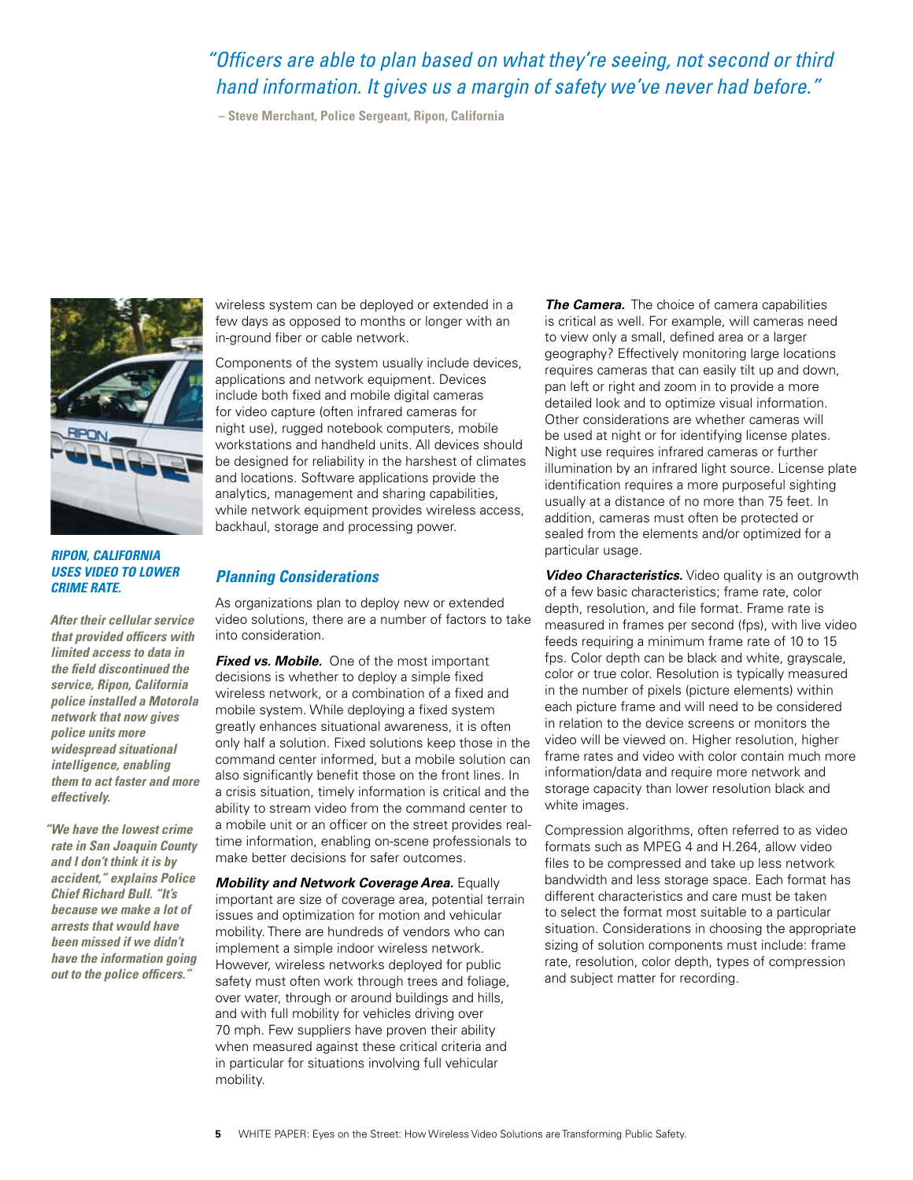*"Officers are able to plan based on what they're seeing, not second or third hand information. It gives us a margin of safety we've never had before."*

**– Steve Merchant, Police Sergeant, Ripon, California**

***RIPON, CALIFORNIA USES VIDEO TO LOWER CRIME RATE.***

***After their cellular service that provided officers with limited access to data in the field discontinued the service, Ripon, California police installed a Motorola network that now gives police units more widespread situational intelligence, enabling them to act faster and more effectively.***

***"We have the lowest crime rate in San Joaquin County and I don't think it is by accident," explains Police Chief Richard Bull. "It's because we make a lot of arrests that would have been missed if we didn't have the information going out to the police officers."***

wireless system can be deployed or extended in a few days as opposed to months or longer with an in-ground fiber or cable network.

Components of the system usually include devices, applications and network equipment. Devices include both fixed and mobile digital cameras for video capture (often infrared cameras for night use), rugged notebook computers, mobile workstations and handheld units. All devices should be designed for reliability in the harshest of climates and locations. Software applications provide the analytics, management and sharing capabilities, while network equipment provides wireless access, backhaul, storage and processing power.

## Planning Considerations

As organizations plan to deploy new or extended video solutions, there are a number of factors to take into consideration.

***Fixed vs. Mobile.*** One of the most important decisions is whether to deploy a simple fixed wireless network, or a combination of a fixed and mobile system. While deploying a fixed system greatly enhances situational awareness, it is often only half a solution. Fixed solutions keep those in the command center informed, but a mobile solution can also significantly benefit those on the front lines. In a crisis situation, timely information is critical and the ability to stream video from the command center to a mobile unit or an officer on the street provides real-time information, enabling on-scene professionals to make better decisions for safer outcomes.

***Mobility and Network Coverage Area.*** Equally important are size of coverage area, potential terrain issues and optimization for motion and vehicular mobility. There are hundreds of vendors who can implement a simple indoor wireless network. However, wireless networks deployed for public safety must often work through trees and foliage, over water, through or around buildings and hills, and with full mobility for vehicles driving over 70 mph. Few suppliers have proven their ability when measured against these critical criteria and in particular for situations involving full vehicular mobility.

***The Camera.*** The choice of camera capabilities is critical as well. For example, will cameras need to view only a small, defined area or a larger geography? Effectively monitoring large locations requires cameras that can easily tilt up and down, pan left or right and zoom in to provide a more detailed look and to optimize visual information. Other considerations are whether cameras will be used at night or for identifying license plates. Night use requires infrared cameras or further illumination by an infrared light source. License plate identification requires a more purposeful sighting usually at a distance of no more than 75 feet. In addition, cameras must often be protected or sealed from the elements and/or optimized for a particular usage.

***Video Characteristics.*** Video quality is an outgrowth of a few basic characteristics; frame rate, color depth, resolution, and file format. Frame rate is measured in frames per second (fps), with live video feeds requiring a minimum frame rate of 10 to 15 fps. Color depth can be black and white, grayscale, color or true color. Resolution is typically measured in the number of pixels (picture elements) within each picture frame and will need to be considered in relation to the device screens or monitors the video will be viewed on. Higher resolution, higher frame rates and video with color contain much more information/data and require more network and storage capacity than lower resolution black and white images.

Compression algorithms, often referred to as video formats such as MPEG 4 and H.264, allow video files to be compressed and take up less network bandwidth and less storage space. Each format has different characteristics and care must be taken to select the format most suitable to a particular situation. Considerations in choosing the appropriate sizing of solution components must include: frame rate, resolution, color depth, types of compression and subject matter for recording.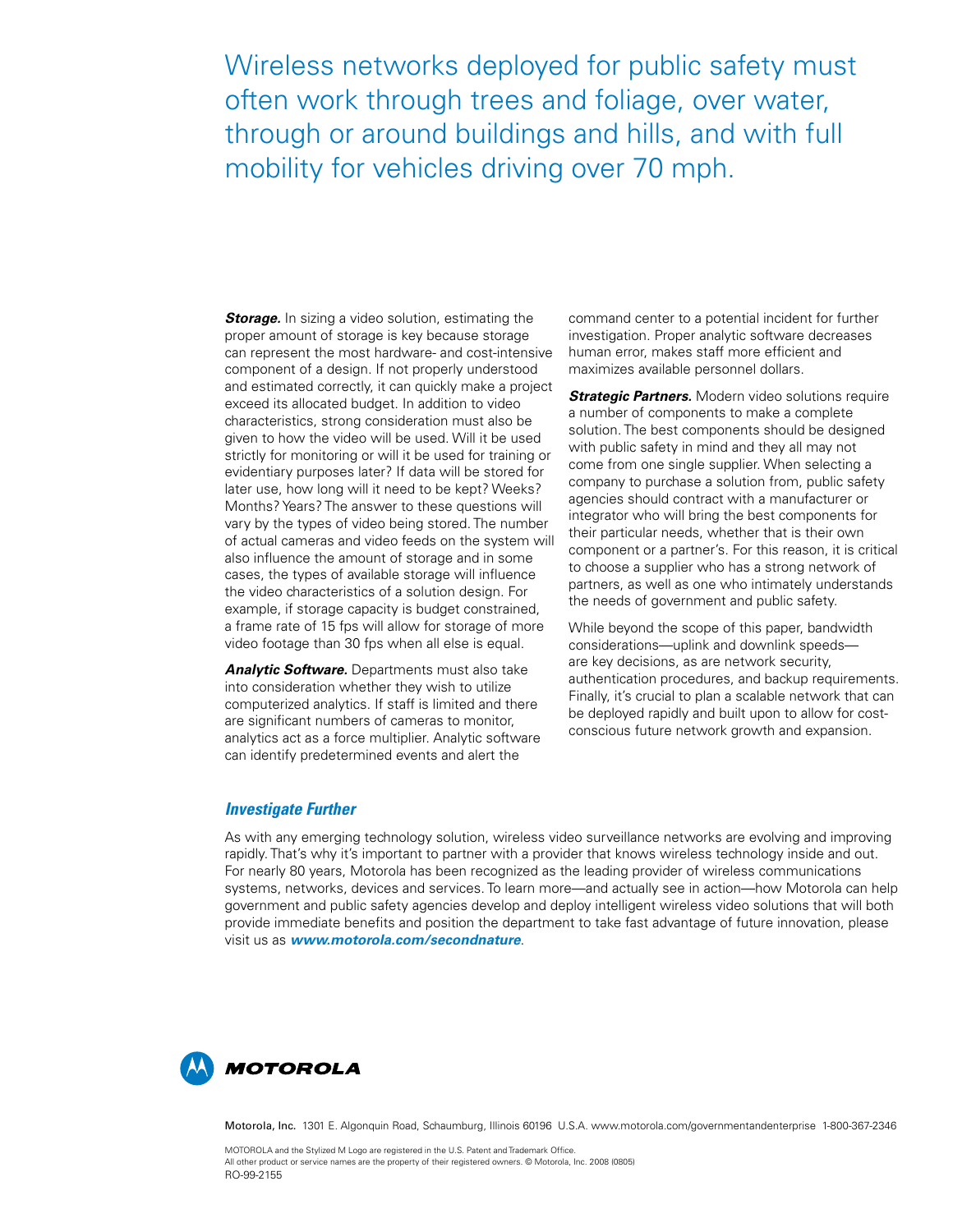Wireless networks deployed for public safety must often work through trees and foliage, over water, through or around buildings and hills, and with full mobility for vehicles driving over 70 mph.

***Storage.*** In sizing a video solution, estimating the proper amount of storage is key because storage can represent the most hardware- and cost-intensive component of a design. If not properly understood and estimated correctly, it can quickly make a project exceed its allocated budget. In addition to video characteristics, strong consideration must also be given to how the video will be used. Will it be used strictly for monitoring or will it be used for training or evidentiary purposes later? If data will be stored for later use, how long will it need to be kept? Weeks? Months? Years? The answer to these questions will vary by the types of video being stored. The number of actual cameras and video feeds on the system will also influence the amount of storage and in some cases, the types of available storage will influence the video characteristics of a solution design. For example, if storage capacity is budget constrained, a frame rate of 15 fps will allow for storage of more video footage than 30 fps when all else is equal.

***Analytic Software.*** Departments must also take into consideration whether they wish to utilize computerized analytics. If staff is limited and there are significant numbers of cameras to monitor, analytics act as a force multiplier. Analytic software can identify predetermined events and alert the command center to a potential incident for further investigation. Proper analytic software decreases human error, makes staff more efficient and maximizes available personnel dollars.

***Strategic Partners.*** Modern video solutions require a number of components to make a complete solution. The best components should be designed with public safety in mind and they all may not come from one single supplier. When selecting a company to purchase a solution from, public safety agencies should contract with a manufacturer or integrator who will bring the best components for their particular needs, whether that is their own component or a partner's. For this reason, it is critical to choose a supplier who has a strong network of partners, as well as one who intimately understands the needs of government and public safety.

While beyond the scope of this paper, bandwidth considerations—uplink and downlink speeds—are key decisions, as are network security, authentication procedures, and backup requirements. Finally, it's crucial to plan a scalable network that can be deployed rapidly and built upon to allow for cost-conscious future network growth and expansion.

## *Investigate Further*

As with any emerging technology solution, wireless video surveillance networks are evolving and improving rapidly. That's why it's important to partner with a provider that knows wireless technology inside and out. For nearly 80 years, Motorola has been recognized as the leading provider of wireless communications systems, networks, devices and services. To learn more—and actually see in action—how Motorola can help government and public safety agencies develop and deploy intelligent wireless video solutions that will both provide immediate benefits and position the department to take fast advantage of future innovation, please visit us as ***www.motorola.com/secondnature***.

**MOTOROLA**

Motorola, Inc. 1301 E. Algonquin Road, Schaumburg, Illinois 60196 U.S.A. www.motorola.com/governmentandenterprise 1-800-367-2346

MOTOROLA and the Stylized M Logo are registered in the U.S. Patent and Trademark Office.
All other product or service names are the property of their registered owners. © Motorola, Inc. 2008 (0805)
RO-99-2155